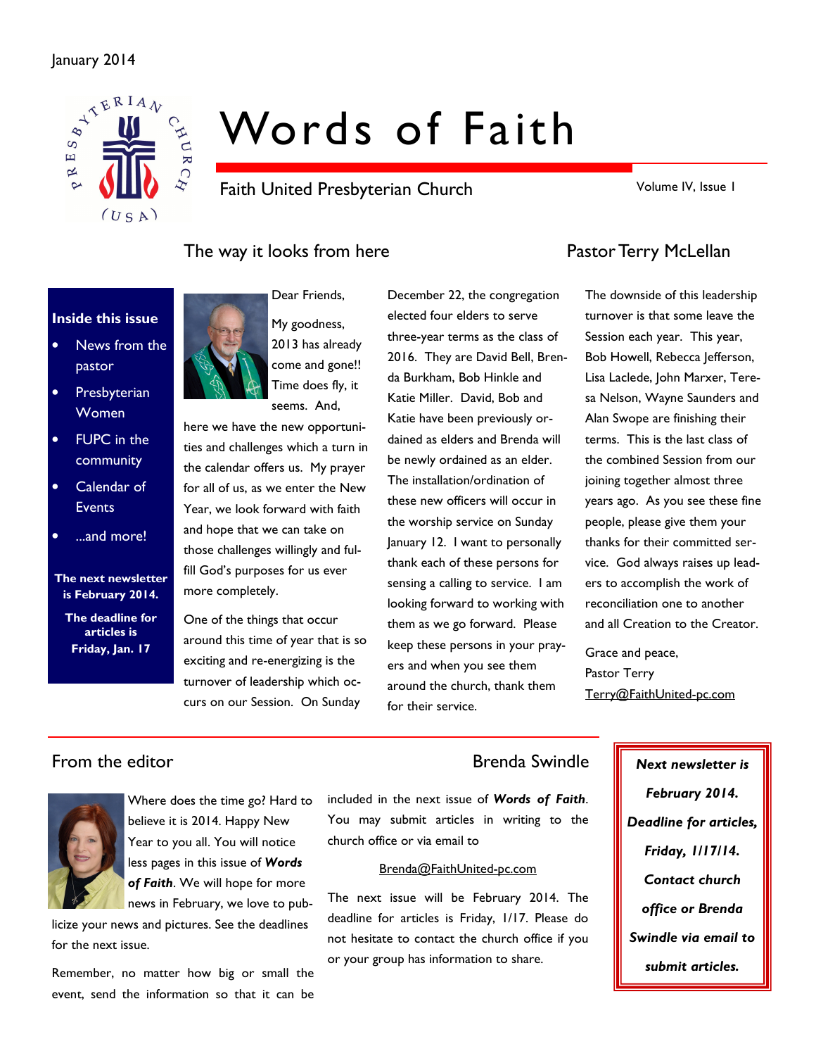January 2014

# Words of Faith

Faith United Presbyterian Church

Volume IV, Issue 1

**Inside this issue**

- News from the pastor
- Presbyterian Women
- FUPC in the community
- Calendar of Events
- ...and more!

**The next newsletter is February 2014.**

**The deadline for articles is Friday, Jan. 17**

## The way it looks from here

### Pastor Terry McLellan

Dear Friends,

My goodness, 2013 has already come and gone!! Time does fly, it seems. And, here we have the new opportunities and challenges which a turn in the calendar offers us. My prayer for all of us, as we enter the New Year, we look forward with faith and hope that we can take on those challenges willingly and fulfill God's purposes for us ever more completely.

One of the things that occur around this time of year that is so exciting and re-energizing is the turnover of leadership which occurs on our Session. On Sunday December 22, the congregation elected four elders to serve three-year terms as the class of 2016. They are David Bell, Brenda Burkham, Bob Hinkle and Katie Miller. David, Bob and Katie have been previously ordained as elders and Brenda will be newly ordained as an elder. The installation/ordination of these new officers will occur in the worship service on Sunday January 12. I want to personally thank each of these persons for sensing a calling to service. I am looking forward to working with them as we go forward. Please keep these persons in your prayers and when you see them around the church, thank them for their service.

The downside of this leadership turnover is that some leave the Session each year. This year, Bob Howell, Rebecca Jefferson, Lisa Laclede, John Marxer, Teresa Nelson, Wayne Saunders and Alan Swope are finishing their terms. This is the last class of the combined Session from our joining together almost three years ago. As you see these fine people, please give them your thanks for their committed service. God always raises up leaders to accomplish the work of reconciliation one to another and all Creation to the Creator.

Grace and peace,
Pastor Terry
Terry@FaithUnited-pc.com

## From the editor

### Brenda Swindle

Where does the time go? Hard to believe it is 2014. Happy New Year to you all. You will notice less pages in this issue of ***Words of Faith***. We will hope for more news in February, we love to publicize your news and pictures. See the deadlines for the next issue.

Remember, no matter how big or small the event, send the information so that it can be included in the next issue of ***Words of Faith***. You may submit articles in writing to the church office or via email to

Brenda@FaithUnited-pc.com

The next issue will be February 2014. The deadline for articles is Friday, 1/17. Please do not hesitate to contact the church office if you or your group has information to share.

***Next newsletter is February 2014. Deadline for articles, Friday, 1/17/14. Contact church office or Brenda Swindle via email to submit articles.***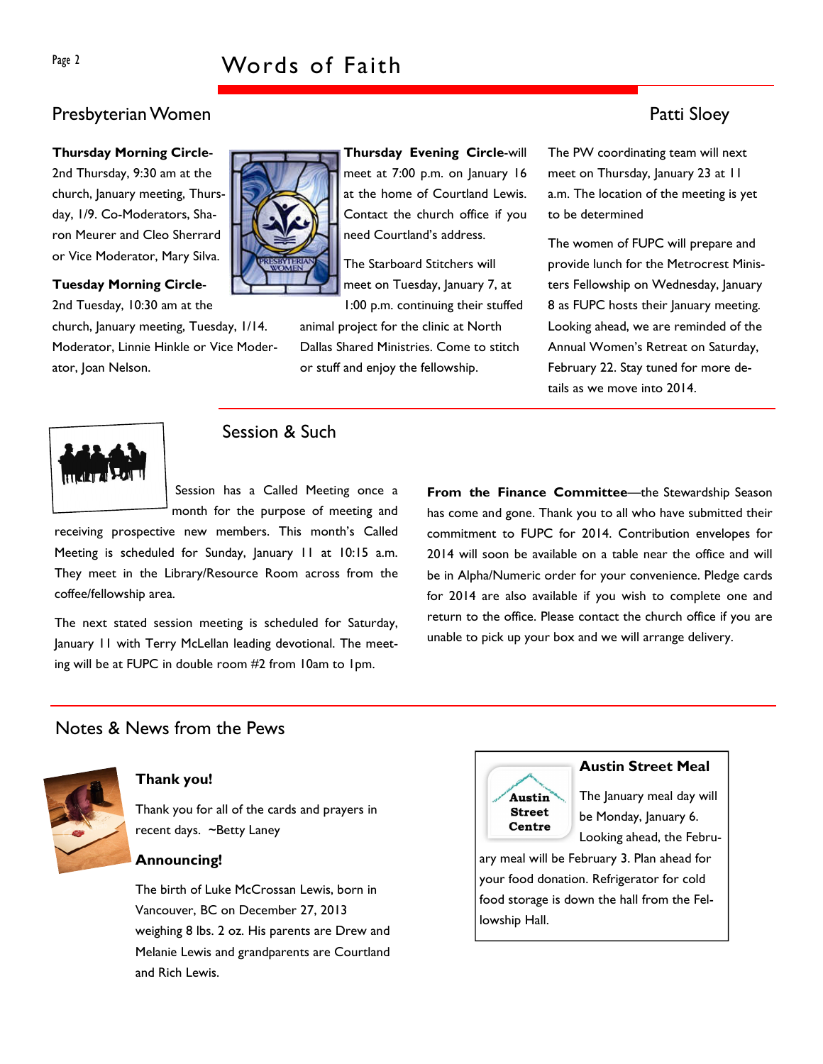## Presbyterian Women

Patti Sloey

**Thursday Morning Circle**-2nd Thursday, 9:30 am at the church, January meeting, Thursday, 1/9. Co-Moderators, Sharon Meurer and Cleo Sherrard or Vice Moderator, Mary Silva.

**Tuesday Morning Circle**-2nd Tuesday, 10:30 am at the church, January meeting, Tuesday, 1/14. Moderator, Linnie Hinkle or Vice Moderator, Joan Nelson.

**Thursday Evening Circle**-will meet at 7:00 p.m. on January 16 at the home of Courtland Lewis. Contact the church office if you need Courtland's address.

The Starboard Stitchers will meet on Tuesday, January 7, at 1:00 p.m. continuing their stuffed animal project for the clinic at North Dallas Shared Ministries. Come to stitch or stuff and enjoy the fellowship.

The PW coordinating team will next meet on Thursday, January 23 at 11 a.m. The location of the meeting is yet to be determined

The women of FUPC will prepare and provide lunch for the Metrocrest Ministers Fellowship on Wednesday, January 8 as FUPC hosts their January meeting. Looking ahead, we are reminded of the Annual Women's Retreat on Saturday, February 22. Stay tuned for more details as we move into 2014.

## Session & Such

Session has a Called Meeting once a month for the purpose of meeting and receiving prospective new members. This month's Called Meeting is scheduled for Sunday, January 11 at 10:15 a.m. They meet in the Library/Resource Room across from the coffee/fellowship area.

The next stated session meeting is scheduled for Saturday, January 11 with Terry McLellan leading devotional. The meeting will be at FUPC in double room #2 from 10am to 1pm.

**From the Finance Committee**—the Stewardship Season has come and gone. Thank you to all who have submitted their commitment to FUPC for 2014. Contribution envelopes for 2014 will soon be available on a table near the office and will be in Alpha/Numeric order for your convenience. Pledge cards for 2014 are also available if you wish to complete one and return to the office. Please contact the church office if you are unable to pick up your box and we will arrange delivery.

## Notes & News from the Pews

### Thank you!

Thank you for all of the cards and prayers in recent days. ~Betty Laney

### Announcing!

The birth of Luke McCrossan Lewis, born in Vancouver, BC on December 27, 2013 weighing 8 lbs. 2 oz. His parents are Drew and Melanie Lewis and grandparents are Courtland and Rich Lewis.

### Austin Street Meal

The January meal day will be Monday, January 6. Looking ahead, the February meal will be February 3. Plan ahead for your food donation. Refrigerator for cold food storage is down the hall from the Fellowship Hall.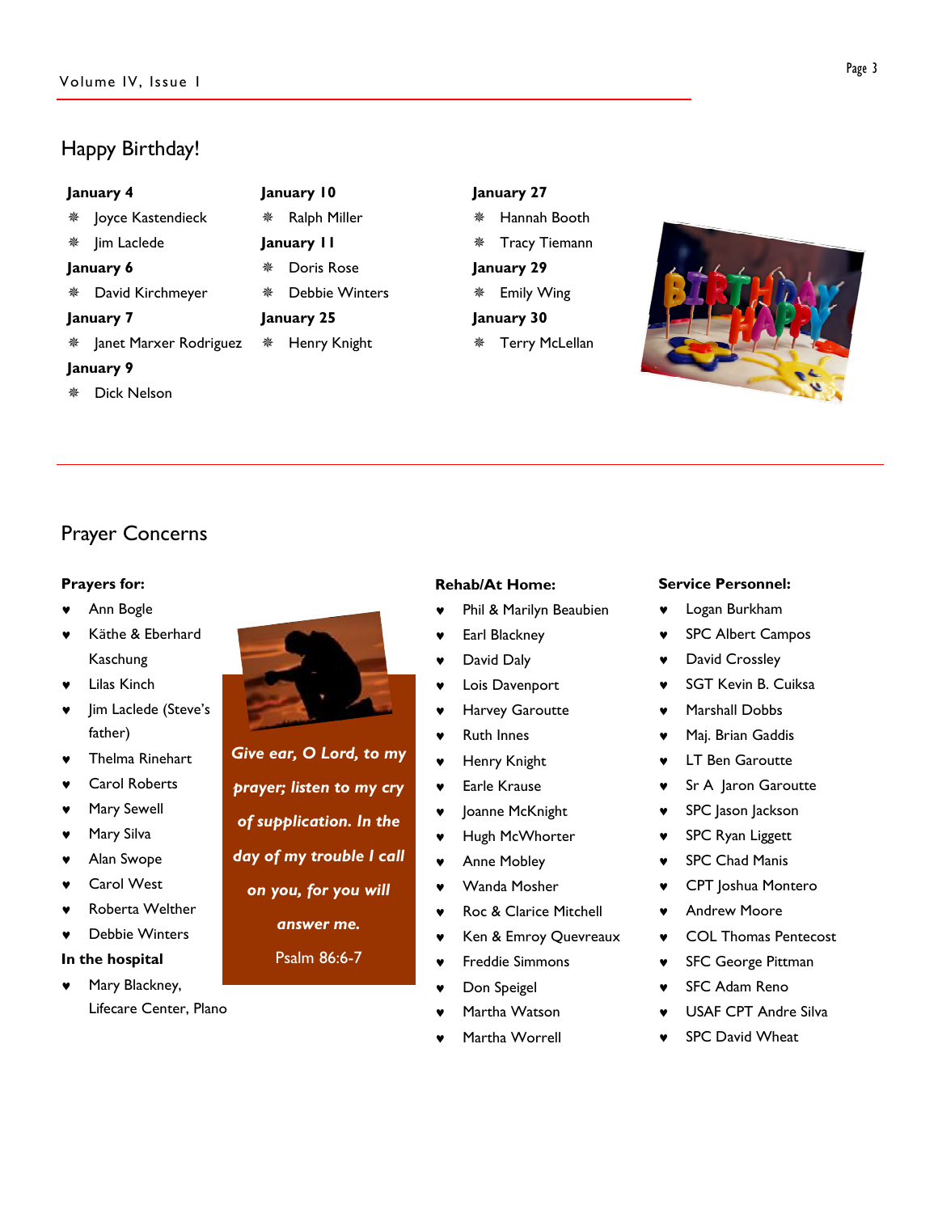## Happy Birthday!

**January 4**

- Joyce Kastendieck
- Jim Laclede

**January 6**

- David Kirchmeyer

**January 7**

- Janet Marxer Rodriguez

**January 9**

- Dick Nelson

**January 10**

- Ralph Miller

**January 11**

- Doris Rose
- Debbie Winters

**January 25**

- Henry Knight

**January 27**

- Hannah Booth
- Tracy Tiemann

**January 29**

- Emily Wing

**January 30**

- Terry McLellan

## Prayer Concerns

**Prayers for:**

- Ann Bogle
- Käthe & Eberhard Kaschung
- Lilas Kinch
- Jim Laclede (Steve's father)
- Thelma Rinehart
- Carol Roberts
- Mary Sewell
- Mary Silva
- Alan Swope
- Carol West
- Roberta Welther
- Debbie Winters

**In the hospital**

- Mary Blackney, Lifecare Center, Plano

***Give ear, O Lord, to my prayer; listen to my cry of supplication. In the day of my trouble I call on you, for you will answer me.***

Psalm 86:6-7

**Rehab/At Home:**

- Phil & Marilyn Beaubien
- Earl Blackney
- David Daly
- Lois Davenport
- Harvey Garoutte
- Ruth Innes
- Henry Knight
- Earle Krause
- Joanne McKnight
- Hugh McWhorter
- Anne Mobley
- Wanda Mosher
- Roc & Clarice Mitchell
- Ken & Emroy Quevreaux
- Freddie Simmons
- Don Speigel
- Martha Watson
- Martha Worrell

**Service Personnel:**

- Logan Burkham
- SPC Albert Campos
- David Crossley
- SGT Kevin B. Cuiksa
- Marshall Dobbs
- Maj. Brian Gaddis
- LT Ben Garoutte
- Sr A Jaron Garoutte
- SPC Jason Jackson
- SPC Ryan Liggett
- SPC Chad Manis
- CPT Joshua Montero
- Andrew Moore
- COL Thomas Pentecost
- SFC George Pittman
- SFC Adam Reno
- USAF CPT Andre Silva
- SPC David Wheat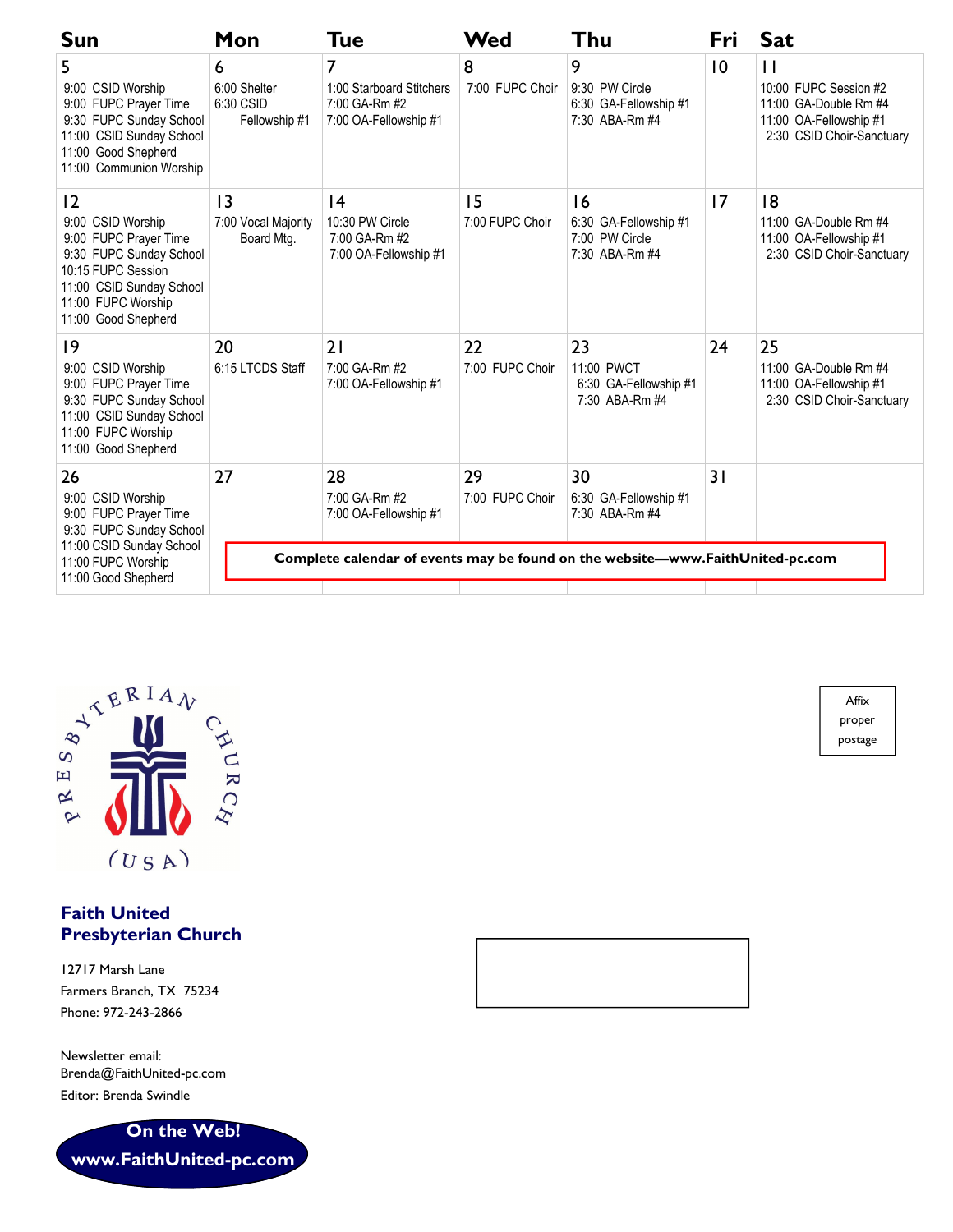| Sun | Mon | Tue | Wed | Thu | Fri | Sat |
|---|---|---|---|---|---|---|
| 5<br>9:00 CSID Worship<br>9:00 FUPC Prayer Time<br>9:30 FUPC Sunday School<br>11:00 CSID Sunday School<br>11:00 Good Shepherd<br>11:00 Communion Worship | 6<br>6:00 Shelter<br>6:30 CSID Fellowship #1 | 7<br>1:00 Starboard Stitchers<br>7:00 GA-Rm #2<br>7:00 OA-Fellowship #1 | 8<br>7:00 FUPC Choir | 9<br>9:30 PW Circle<br>6:30 GA-Fellowship #1<br>7:30 ABA-Rm #4 | 10 | 11<br>10:00 FUPC Session #2<br>11:00 GA-Double Rm #4<br>11:00 OA-Fellowship #1<br>2:30 CSID Choir-Sanctuary |
| 12<br>9:00 CSID Worship<br>9:00 FUPC Prayer Time<br>9:30 FUPC Sunday School<br>10:15 FUPC Session<br>11:00 CSID Sunday School<br>11:00 FUPC Worship<br>11:00 Good Shepherd | 13<br>7:00 Vocal Majority Board Mtg. | 14<br>10:30 PW Circle<br>7:00 GA-Rm #2<br>7:00 OA-Fellowship #1 | 15<br>7:00 FUPC Choir | 16<br>6:30 GA-Fellowship #1<br>7:00 PW Circle<br>7:30 ABA-Rm #4 | 17 | 18<br>11:00 GA-Double Rm #4<br>11:00 OA-Fellowship #1<br>2:30 CSID Choir-Sanctuary |
| 19<br>9:00 CSID Worship<br>9:00 FUPC Prayer Time<br>9:30 FUPC Sunday School<br>11:00 CSID Sunday School<br>11:00 FUPC Worship<br>11:00 Good Shepherd | 20<br>6:15 LTCDS Staff | 21<br>7:00 GA-Rm #2<br>7:00 OA-Fellowship #1 | 22<br>7:00 FUPC Choir | 23<br>11:00 PWCT<br>6:30 GA-Fellowship #1<br>7:30 ABA-Rm #4 | 24 | 25<br>11:00 GA-Double Rm #4<br>11:00 OA-Fellowship #1<br>2:30 CSID Choir-Sanctuary |
| 26<br>9:00 CSID Worship<br>9:00 FUPC Prayer Time<br>9:30 FUPC Sunday School<br>11:00 CSID Sunday School<br>11:00 FUPC Worship<br>11:00 Good Shepherd | 27 | 28<br>7:00 GA-Rm #2<br>7:00 OA-Fellowship #1 | 29<br>7:00 FUPC Choir | 30<br>6:30 GA-Fellowship #1<br>7:30 ABA-Rm #4 | 31 | |

**Complete calendar of events may be found on the website—www.FaithUnited-pc.com**

PRESBYTERIAN CHURCH (USA)

Affix proper postage

## Faith United Presbyterian Church

12717 Marsh Lane
Farmers Branch, TX 75234
Phone: 972-243-2866

Newsletter email:
Brenda@FaithUnited-pc.com
Editor: Brenda Swindle

**On the Web!**
**www.FaithUnited-pc.com**